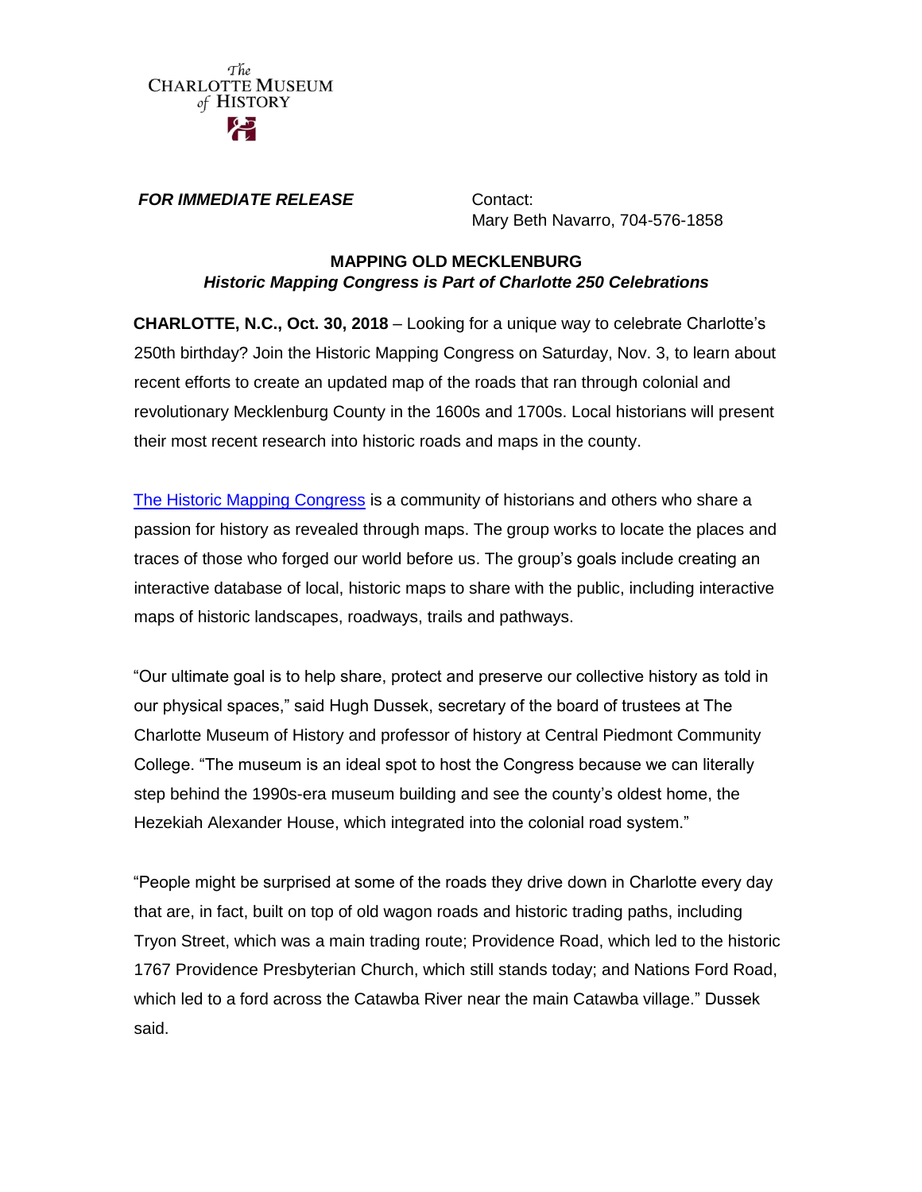The
CHARLOTTE MUSEUM
of HISTORY

***FOR IMMEDIATE RELEASE***

Contact:
Mary Beth Navarro, 704-576-1858

**MAPPING OLD MECKLENBURG**
***Historic Mapping Congress is Part of Charlotte 250 Celebrations***

**CHARLOTTE, N.C., Oct. 30, 2018** – Looking for a unique way to celebrate Charlotte's 250th birthday? Join the Historic Mapping Congress on Saturday, Nov. 3, to learn about recent efforts to create an updated map of the roads that ran through colonial and revolutionary Mecklenburg County in the 1600s and 1700s. Local historians will present their most recent research into historic roads and maps in the county.

The Historic Mapping Congress is a community of historians and others who share a passion for history as revealed through maps. The group works to locate the places and traces of those who forged our world before us. The group's goals include creating an interactive database of local, historic maps to share with the public, including interactive maps of historic landscapes, roadways, trails and pathways.

"Our ultimate goal is to help share, protect and preserve our collective history as told in our physical spaces," said Hugh Dussek, secretary of the board of trustees at The Charlotte Museum of History and professor of history at Central Piedmont Community College. "The museum is an ideal spot to host the Congress because we can literally step behind the 1990s-era museum building and see the county's oldest home, the Hezekiah Alexander House, which integrated into the colonial road system."

"People might be surprised at some of the roads they drive down in Charlotte every day that are, in fact, built on top of old wagon roads and historic trading paths, including Tryon Street, which was a main trading route; Providence Road, which led to the historic 1767 Providence Presbyterian Church, which still stands today; and Nations Ford Road, which led to a ford across the Catawba River near the main Catawba village." Dussek said.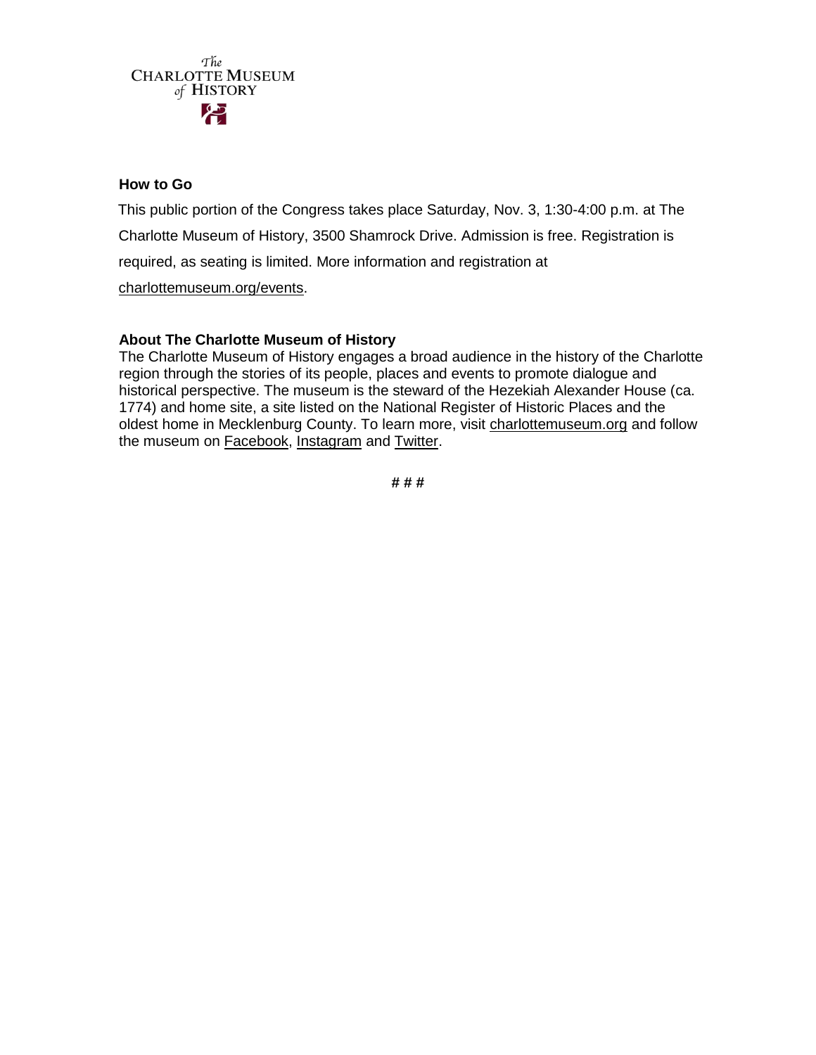The CHARLOTTE MUSEUM of HISTORY

**How to Go**

This public portion of the Congress takes place Saturday, Nov. 3, 1:30-4:00 p.m. at The Charlotte Museum of History, 3500 Shamrock Drive. Admission is free. Registration is required, as seating is limited. More information and registration at charlottemuseum.org/events.

**About The Charlotte Museum of History**

The Charlotte Museum of History engages a broad audience in the history of the Charlotte region through the stories of its people, places and events to promote dialogue and historical perspective. The museum is the steward of the Hezekiah Alexander House (ca. 1774) and home site, a site listed on the National Register of Historic Places and the oldest home in Mecklenburg County. To learn more, visit charlottemuseum.org and follow the museum on Facebook, Instagram and Twitter.

# # #